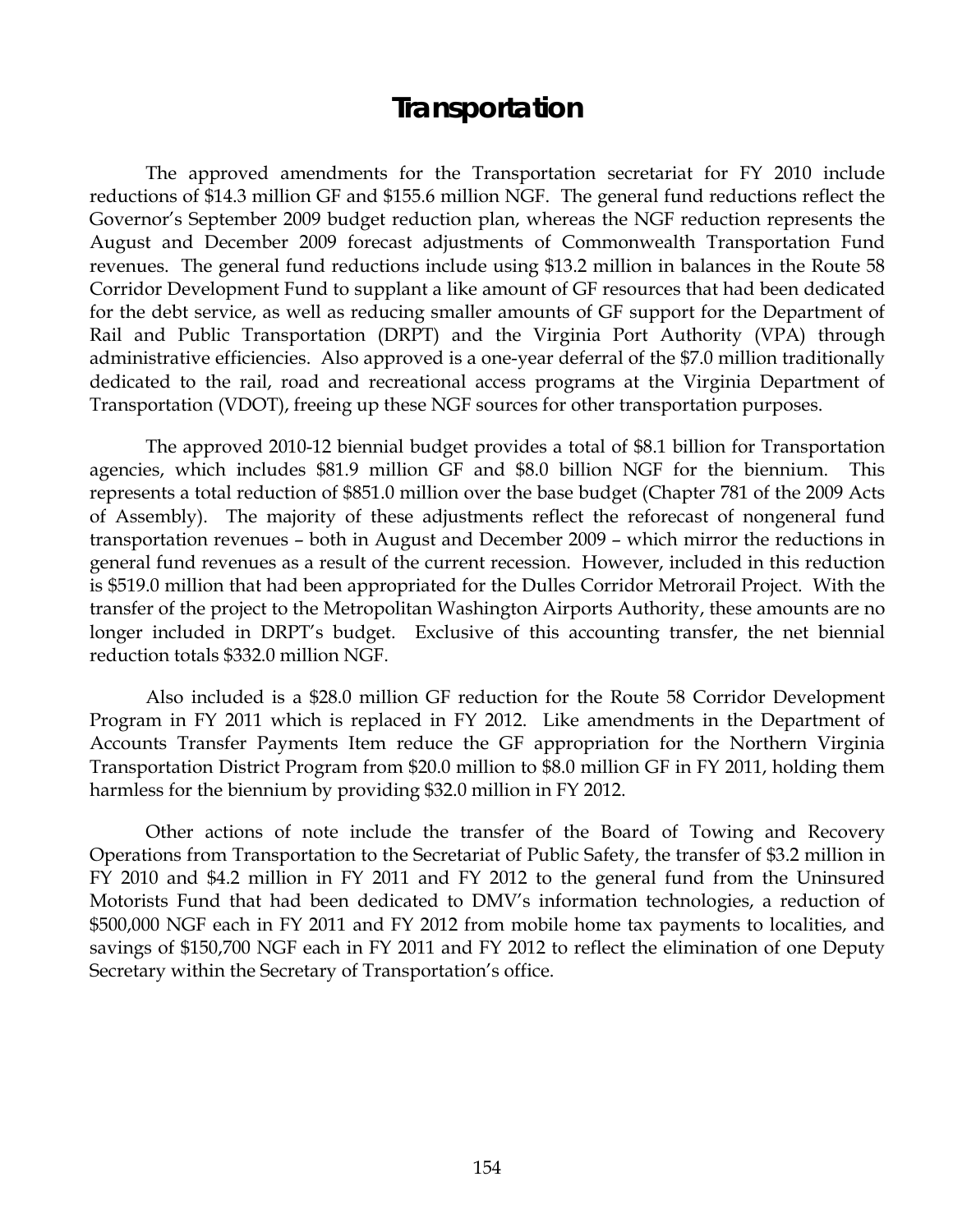# Transportation

The approved amendments for the Transportation secretariat for FY 2010 include reductions of $14.3 million GF and $155.6 million NGF. The general fund reductions reflect the Governor's September 2009 budget reduction plan, whereas the NGF reduction represents the August and December 2009 forecast adjustments of Commonwealth Transportation Fund revenues. The general fund reductions include using $13.2 million in balances in the Route 58 Corridor Development Fund to supplant a like amount of GF resources that had been dedicated for the debt service, as well as reducing smaller amounts of GF support for the Department of Rail and Public Transportation (DRPT) and the Virginia Port Authority (VPA) through administrative efficiencies. Also approved is a one-year deferral of the $7.0 million traditionally dedicated to the rail, road and recreational access programs at the Virginia Department of Transportation (VDOT), freeing up these NGF sources for other transportation purposes.

The approved 2010-12 biennial budget provides a total of $8.1 billion for Transportation agencies, which includes $81.9 million GF and $8.0 billion NGF for the biennium. This represents a total reduction of $851.0 million over the base budget (Chapter 781 of the 2009 Acts of Assembly). The majority of these adjustments reflect the reforecast of nongeneral fund transportation revenues – both in August and December 2009 – which mirror the reductions in general fund revenues as a result of the current recession. However, included in this reduction is $519.0 million that had been appropriated for the Dulles Corridor Metrorail Project. With the transfer of the project to the Metropolitan Washington Airports Authority, these amounts are no longer included in DRPT's budget. Exclusive of this accounting transfer, the net biennial reduction totals $332.0 million NGF.

Also included is a $28.0 million GF reduction for the Route 58 Corridor Development Program in FY 2011 which is replaced in FY 2012. Like amendments in the Department of Accounts Transfer Payments Item reduce the GF appropriation for the Northern Virginia Transportation District Program from $20.0 million to $8.0 million GF in FY 2011, holding them harmless for the biennium by providing $32.0 million in FY 2012.

Other actions of note include the transfer of the Board of Towing and Recovery Operations from Transportation to the Secretariat of Public Safety, the transfer of $3.2 million in FY 2010 and $4.2 million in FY 2011 and FY 2012 to the general fund from the Uninsured Motorists Fund that had been dedicated to DMV's information technologies, a reduction of $500,000 NGF each in FY 2011 and FY 2012 from mobile home tax payments to localities, and savings of $150,700 NGF each in FY 2011 and FY 2012 to reflect the elimination of one Deputy Secretary within the Secretary of Transportation's office.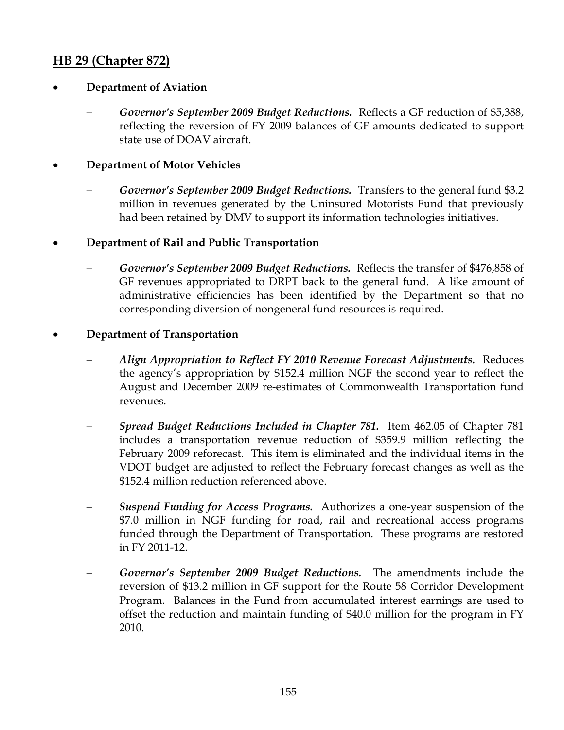## HB 29 (Chapter 872)

- **Department of Aviation**

  – ***Governor's September 2009 Budget Reductions.*** Reflects a GF reduction of $5,388, reflecting the reversion of FY 2009 balances of GF amounts dedicated to support state use of DOAV aircraft.

- **Department of Motor Vehicles**

  – ***Governor's September 2009 Budget Reductions.*** Transfers to the general fund $3.2 million in revenues generated by the Uninsured Motorists Fund that previously had been retained by DMV to support its information technologies initiatives.

- **Department of Rail and Public Transportation**

  – ***Governor's September 2009 Budget Reductions.*** Reflects the transfer of $476,858 of GF revenues appropriated to DRPT back to the general fund. A like amount of administrative efficiencies has been identified by the Department so that no corresponding diversion of nongeneral fund resources is required.

- **Department of Transportation**

  – ***Align Appropriation to Reflect FY 2010 Revenue Forecast Adjustments.*** Reduces the agency's appropriation by $152.4 million NGF the second year to reflect the August and December 2009 re-estimates of Commonwealth Transportation fund revenues.

  – ***Spread Budget Reductions Included in Chapter 781.*** Item 462.05 of Chapter 781 includes a transportation revenue reduction of $359.9 million reflecting the February 2009 reforecast. This item is eliminated and the individual items in the VDOT budget are adjusted to reflect the February forecast changes as well as the $152.4 million reduction referenced above.

  – ***Suspend Funding for Access Programs.*** Authorizes a one-year suspension of the $7.0 million in NGF funding for road, rail and recreational access programs funded through the Department of Transportation. These programs are restored in FY 2011-12.

  – ***Governor's September 2009 Budget Reductions.*** The amendments include the reversion of $13.2 million in GF support for the Route 58 Corridor Development Program. Balances in the Fund from accumulated interest earnings are used to offset the reduction and maintain funding of $40.0 million for the program in FY 2010.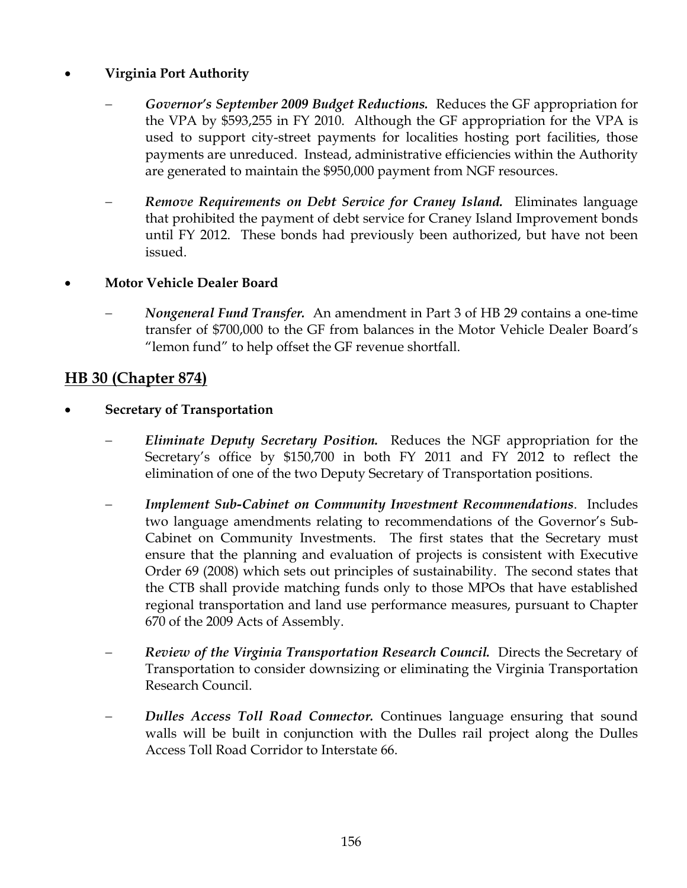- **Virginia Port Authority**

  - ***Governor's September 2009 Budget Reductions.*** Reduces the GF appropriation for the VPA by $593,255 in FY 2010. Although the GF appropriation for the VPA is used to support city-street payments for localities hosting port facilities, those payments are unreduced. Instead, administrative efficiencies within the Authority are generated to maintain the $950,000 payment from NGF resources.

  - ***Remove Requirements on Debt Service for Craney Island.*** Eliminates language that prohibited the payment of debt service for Craney Island Improvement bonds until FY 2012. These bonds had previously been authorized, but have not been issued.

- **Motor Vehicle Dealer Board**

  - ***Nongeneral Fund Transfer.*** An amendment in Part 3 of HB 29 contains a one-time transfer of $700,000 to the GF from balances in the Motor Vehicle Dealer Board's "lemon fund" to help offset the GF revenue shortfall.

## HB 30 (Chapter 874)

- **Secretary of Transportation**

  - ***Eliminate Deputy Secretary Position.*** Reduces the NGF appropriation for the Secretary's office by $150,700 in both FY 2011 and FY 2012 to reflect the elimination of one of the two Deputy Secretary of Transportation positions.

  - ***Implement Sub-Cabinet on Community Investment Recommendations***. Includes two language amendments relating to recommendations of the Governor's Sub-Cabinet on Community Investments. The first states that the Secretary must ensure that the planning and evaluation of projects is consistent with Executive Order 69 (2008) which sets out principles of sustainability. The second states that the CTB shall provide matching funds only to those MPOs that have established regional transportation and land use performance measures, pursuant to Chapter 670 of the 2009 Acts of Assembly.

  - ***Review of the Virginia Transportation Research Council.*** Directs the Secretary of Transportation to consider downsizing or eliminating the Virginia Transportation Research Council.

  - ***Dulles Access Toll Road Connector.*** Continues language ensuring that sound walls will be built in conjunction with the Dulles rail project along the Dulles Access Toll Road Corridor to Interstate 66.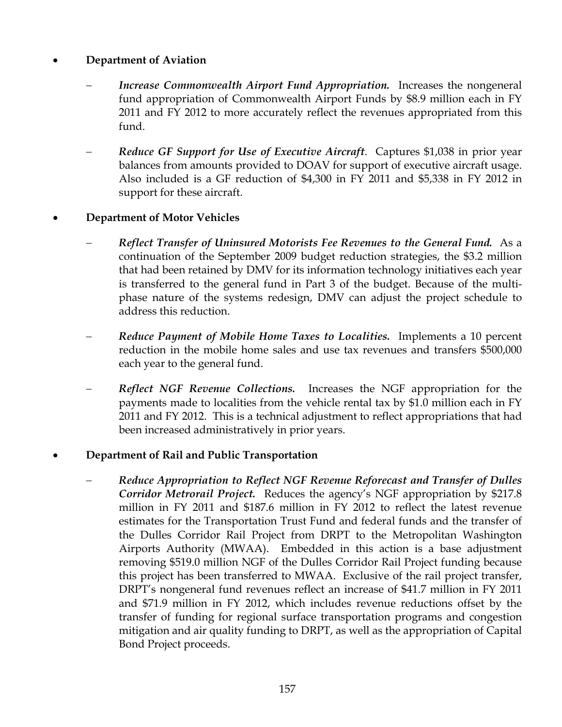- **Department of Aviation**

  - ***Increase Commonwealth Airport Fund Appropriation.*** Increases the nongeneral fund appropriation of Commonwealth Airport Funds by $8.9 million each in FY 2011 and FY 2012 to more accurately reflect the revenues appropriated from this fund.

  - ***Reduce GF Support for Use of Executive Aircraft***. Captures $1,038 in prior year balances from amounts provided to DOAV for support of executive aircraft usage. Also included is a GF reduction of $4,300 in FY 2011 and $5,338 in FY 2012 in support for these aircraft.

- **Department of Motor Vehicles**

  - ***Reflect Transfer of Uninsured Motorists Fee Revenues to the General Fund.*** As a continuation of the September 2009 budget reduction strategies, the $3.2 million that had been retained by DMV for its information technology initiatives each year is transferred to the general fund in Part 3 of the budget. Because of the multi-phase nature of the systems redesign, DMV can adjust the project schedule to address this reduction.

  - ***Reduce Payment of Mobile Home Taxes to Localities.*** Implements a 10 percent reduction in the mobile home sales and use tax revenues and transfers $500,000 each year to the general fund.

  - ***Reflect NGF Revenue Collections.*** Increases the NGF appropriation for the payments made to localities from the vehicle rental tax by $1.0 million each in FY 2011 and FY 2012. This is a technical adjustment to reflect appropriations that had been increased administratively in prior years.

- **Department of Rail and Public Transportation**

  - ***Reduce Appropriation to Reflect NGF Revenue Reforecast and Transfer of Dulles Corridor Metrorail Project.*** Reduces the agency's NGF appropriation by $217.8 million in FY 2011 and $187.6 million in FY 2012 to reflect the latest revenue estimates for the Transportation Trust Fund and federal funds and the transfer of the Dulles Corridor Rail Project from DRPT to the Metropolitan Washington Airports Authority (MWAA). Embedded in this action is a base adjustment removing $519.0 million NGF of the Dulles Corridor Rail Project funding because this project has been transferred to MWAA. Exclusive of the rail project transfer, DRPT's nongeneral fund revenues reflect an increase of $41.7 million in FY 2011 and $71.9 million in FY 2012, which includes revenue reductions offset by the transfer of funding for regional surface transportation programs and congestion mitigation and air quality funding to DRPT, as well as the appropriation of Capital Bond Project proceeds.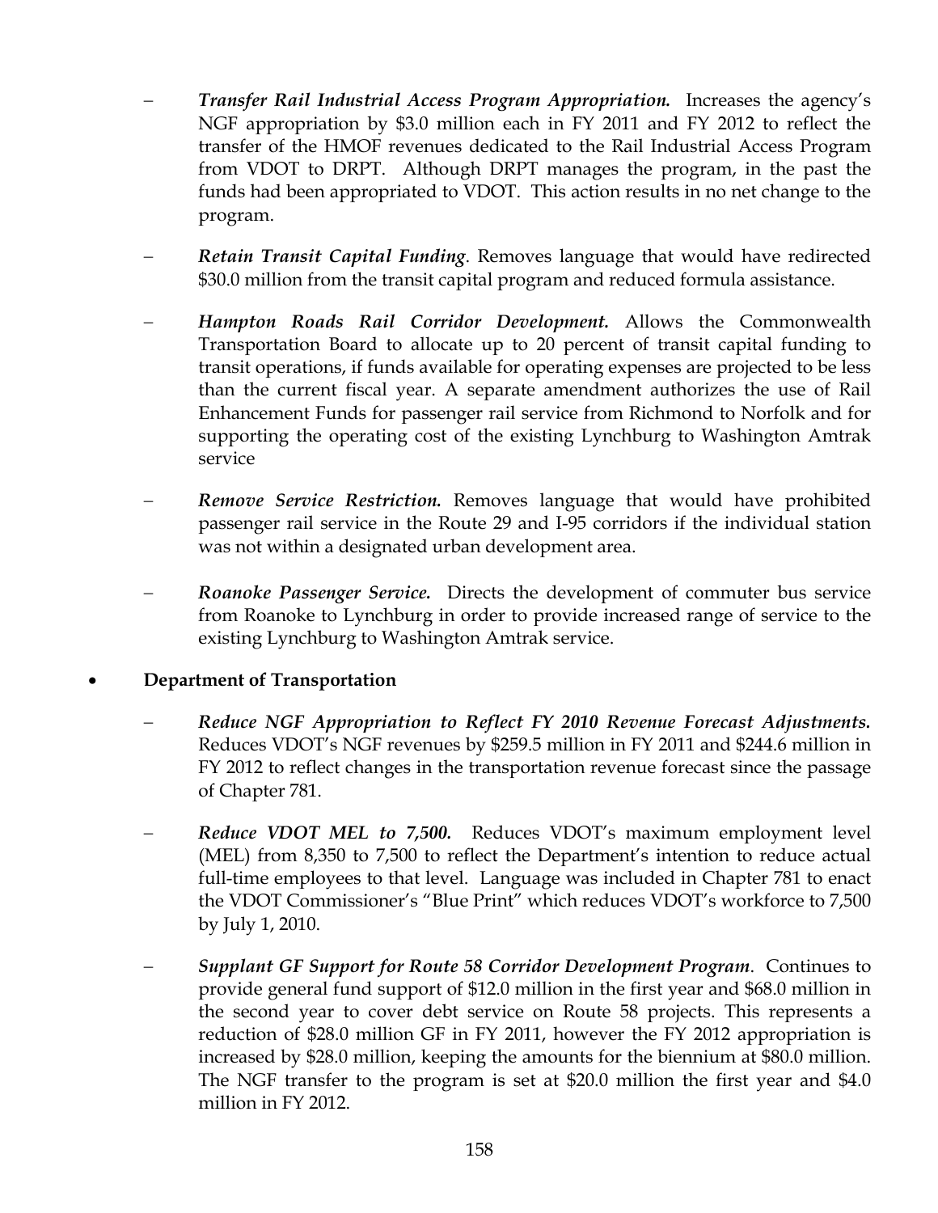- ***Transfer Rail Industrial Access Program Appropriation.*** Increases the agency's NGF appropriation by $3.0 million each in FY 2011 and FY 2012 to reflect the transfer of the HMOF revenues dedicated to the Rail Industrial Access Program from VDOT to DRPT. Although DRPT manages the program, in the past the funds had been appropriated to VDOT. This action results in no net change to the program.

- ***Retain Transit Capital Funding***. Removes language that would have redirected $30.0 million from the transit capital program and reduced formula assistance.

- ***Hampton Roads Rail Corridor Development.*** Allows the Commonwealth Transportation Board to allocate up to 20 percent of transit capital funding to transit operations, if funds available for operating expenses are projected to be less than the current fiscal year. A separate amendment authorizes the use of Rail Enhancement Funds for passenger rail service from Richmond to Norfolk and for supporting the operating cost of the existing Lynchburg to Washington Amtrak service

- ***Remove Service Restriction.*** Removes language that would have prohibited passenger rail service in the Route 29 and I-95 corridors if the individual station was not within a designated urban development area.

- ***Roanoke Passenger Service.*** Directs the development of commuter bus service from Roanoke to Lynchburg in order to provide increased range of service to the existing Lynchburg to Washington Amtrak service.

- **Department of Transportation**

  - ***Reduce NGF Appropriation to Reflect FY 2010 Revenue Forecast Adjustments.*** Reduces VDOT's NGF revenues by $259.5 million in FY 2011 and $244.6 million in FY 2012 to reflect changes in the transportation revenue forecast since the passage of Chapter 781.

  - ***Reduce VDOT MEL to 7,500.*** Reduces VDOT's maximum employment level (MEL) from 8,350 to 7,500 to reflect the Department's intention to reduce actual full-time employees to that level. Language was included in Chapter 781 to enact the VDOT Commissioner's "Blue Print" which reduces VDOT's workforce to 7,500 by July 1, 2010.

  - ***Supplant GF Support for Route 58 Corridor Development Program***. Continues to provide general fund support of $12.0 million in the first year and $68.0 million in the second year to cover debt service on Route 58 projects. This represents a reduction of $28.0 million GF in FY 2011, however the FY 2012 appropriation is increased by $28.0 million, keeping the amounts for the biennium at $80.0 million. The NGF transfer to the program is set at $20.0 million the first year and $4.0 million in FY 2012.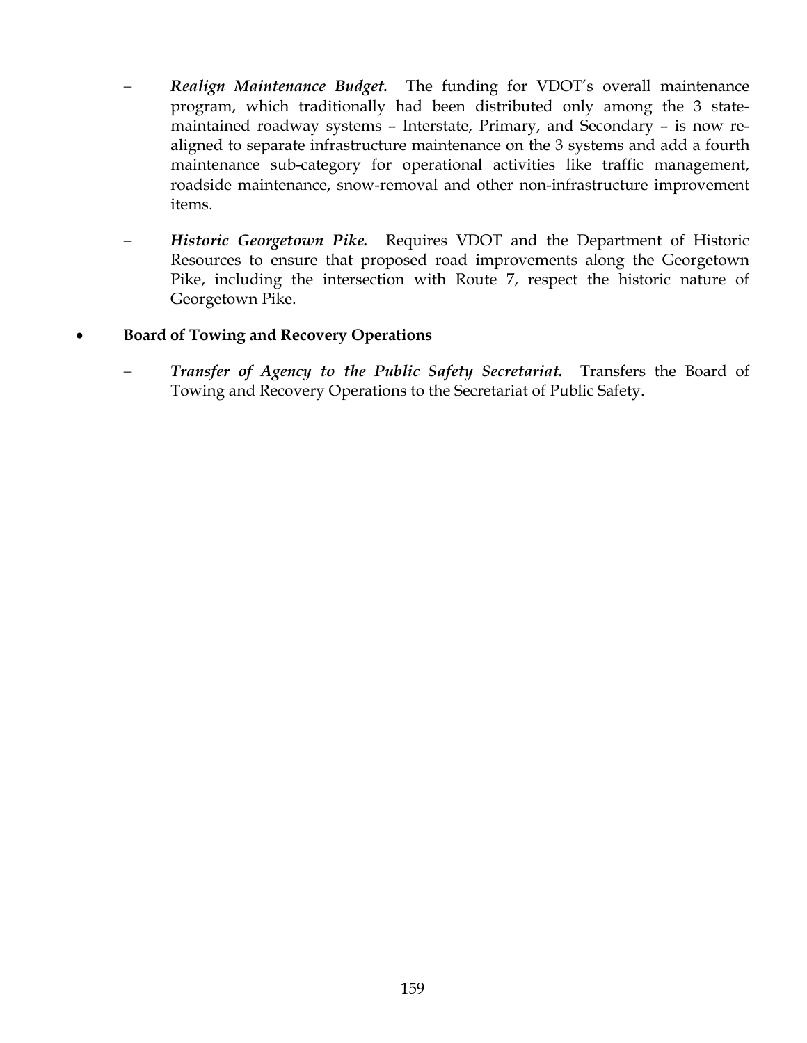- *Realign Maintenance Budget.* The funding for VDOT's overall maintenance program, which traditionally had been distributed only among the 3 state-maintained roadway systems – Interstate, Primary, and Secondary – is now re-aligned to separate infrastructure maintenance on the 3 systems and add a fourth maintenance sub-category for operational activities like traffic management, roadside maintenance, snow-removal and other non-infrastructure improvement items.

- *Historic Georgetown Pike.* Requires VDOT and the Department of Historic Resources to ensure that proposed road improvements along the Georgetown Pike, including the intersection with Route 7, respect the historic nature of Georgetown Pike.

- **Board of Towing and Recovery Operations**

  - *Transfer of Agency to the Public Safety Secretariat.* Transfers the Board of Towing and Recovery Operations to the Secretariat of Public Safety.